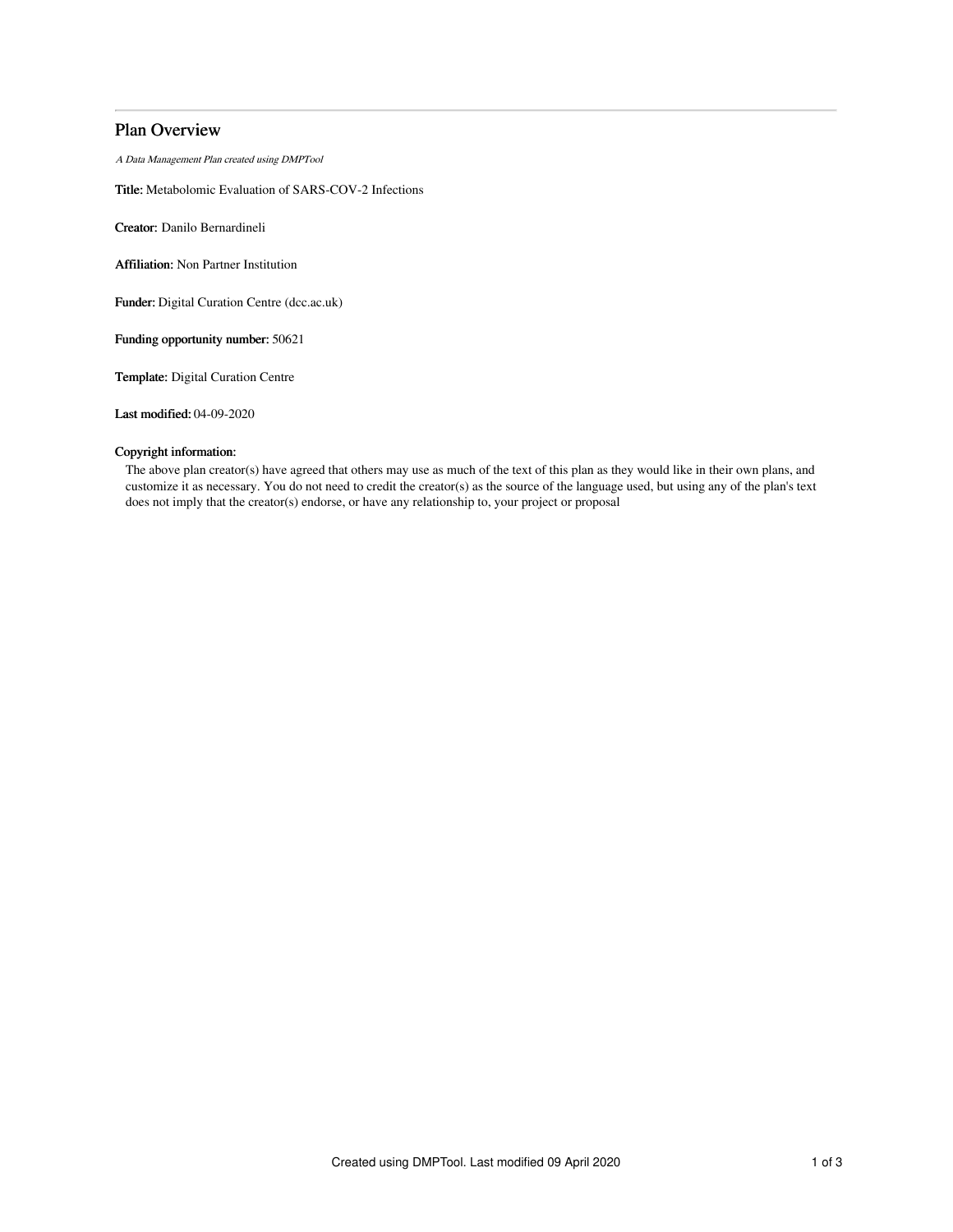# Plan Overview

*A Data Management Plan created using DMPTool*

**Title:** Metabolomic Evaluation of SARS-COV-2 Infections

**Creator:** Danilo Bernardineli

**Affiliation:** Non Partner Institution

**Funder:** Digital Curation Centre (dcc.ac.uk)

**Funding opportunity number:** 50621

**Template:** Digital Curation Centre

**Last modified:** 04-09-2020

**Copyright information:**

The above plan creator(s) have agreed that others may use as much of the text of this plan as they would like in their own plans, and customize it as necessary. You do not need to credit the creator(s) as the source of the language used, but using any of the plan's text does not imply that the creator(s) endorse, or have any relationship to, your project or proposal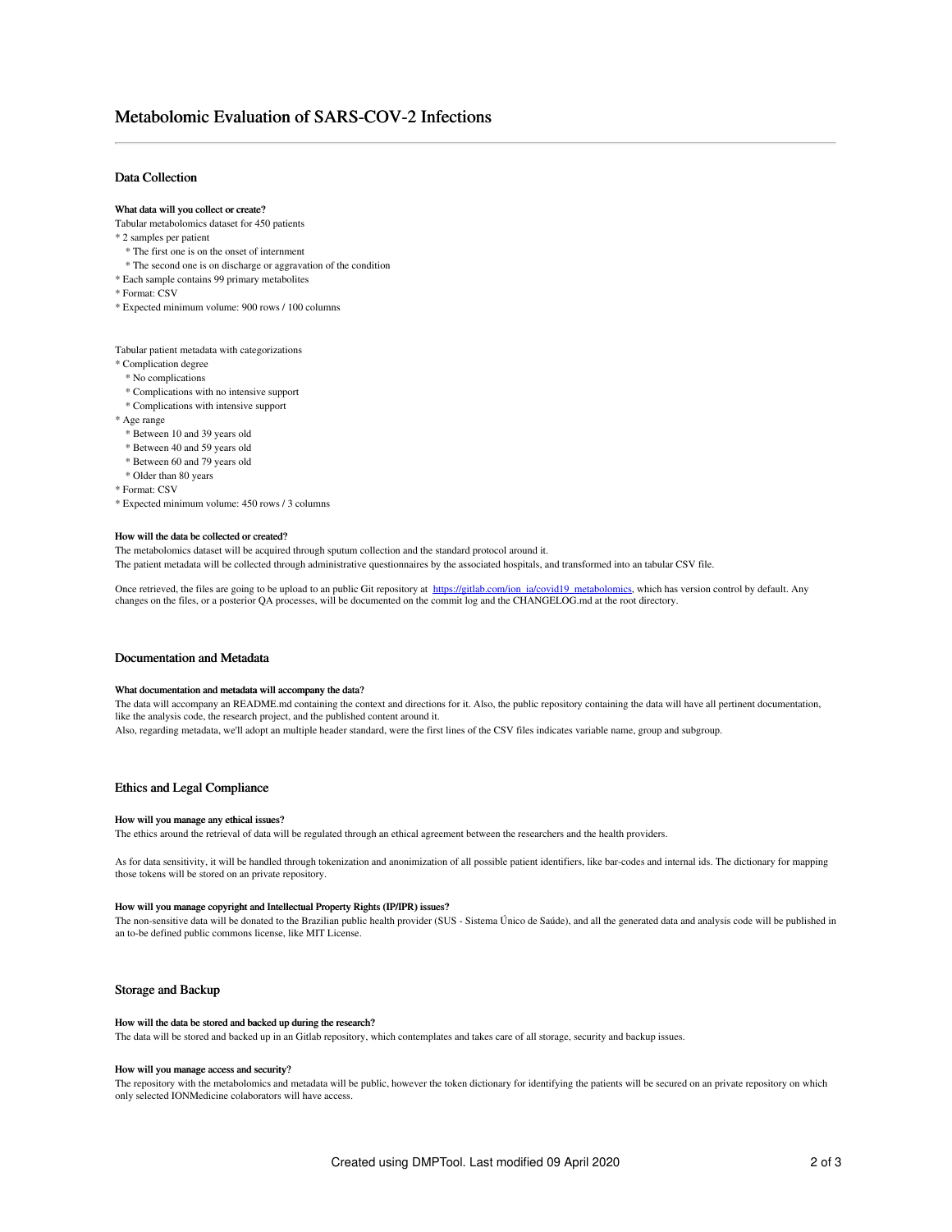# Metabolomic Evaluation of SARS-COV-2 Infections

## Data Collection

### What data will you collect or create?

Tabular metabolomics dataset for 450 patients

* 2 samples per patient
    * The first one is on the onset of internment
    * The second one is on discharge or aggravation of the condition
* Each sample contains 99 primary metabolites
* Format: CSV
* Expected minimum volume: 900 rows / 100 columns

Tabular patient metadata with categorizations

* Complication degree
    * No complications
    * Complications with no intensive support
    * Complications with intensive support
* Age range
    * Between 10 and 39 years old
    * Between 40 and 59 years old
    * Between 60 and 79 years old
    * Older than 80 years
* Format: CSV
* Expected minimum volume: 450 rows / 3 columns

### How will the data be collected or created?

The metabolomics dataset will be acquired through sputum collection and the standard protocol around it.
The patient metadata will be collected through administrative questionnaires by the associated hospitals, and transformed into an tabular CSV file.

Once retrieved, the files are going to be upload to an public Git repository at [https://gitlab.com/ion_ia/covid19_metabolomics](https://gitlab.com/ion_ia/covid19_metabolomics), which has version control by default. Any changes on the files, or a posterior QA processes, will be documented on the commit log and the CHANGELOG.md at the root directory.

## Documentation and Metadata

### What documentation and metadata will accompany the data?

The data will accompany an README.md containing the context and directions for it. Also, the public repository containing the data will have all pertinent documentation, like the analysis code, the research project, and the published content around it.
Also, regarding metadata, we'll adopt an multiple header standard, were the first lines of the CSV files indicates variable name, group and subgroup.

## Ethics and Legal Compliance

### How will you manage any ethical issues?

The ethics around the retrieval of data will be regulated through an ethical agreement between the researchers and the health providers.

As for data sensitivity, it will be handled through tokenization and anonimization of all possible patient identifiers, like bar-codes and internal ids. The dictionary for mapping those tokens will be stored on an private repository.

### How will you manage copyright and Intellectual Property Rights (IP/IPR) issues?

The non-sensitive data will be donated to the Brazilian public health provider (SUS - Sistema Único de Saúde), and all the generated data and analysis code will be published in an to-be defined public commons license, like MIT License.

## Storage and Backup

### How will the data be stored and backed up during the research?

The data will be stored and backed up in an Gitlab repository, which contemplates and takes care of all storage, security and backup issues.

### How will you manage access and security?

The repository with the metabolomics and metadata will be public, however the token dictionary for identifying the patients will be secured on an private repository on which only selected IONMedicine colaborators will have access.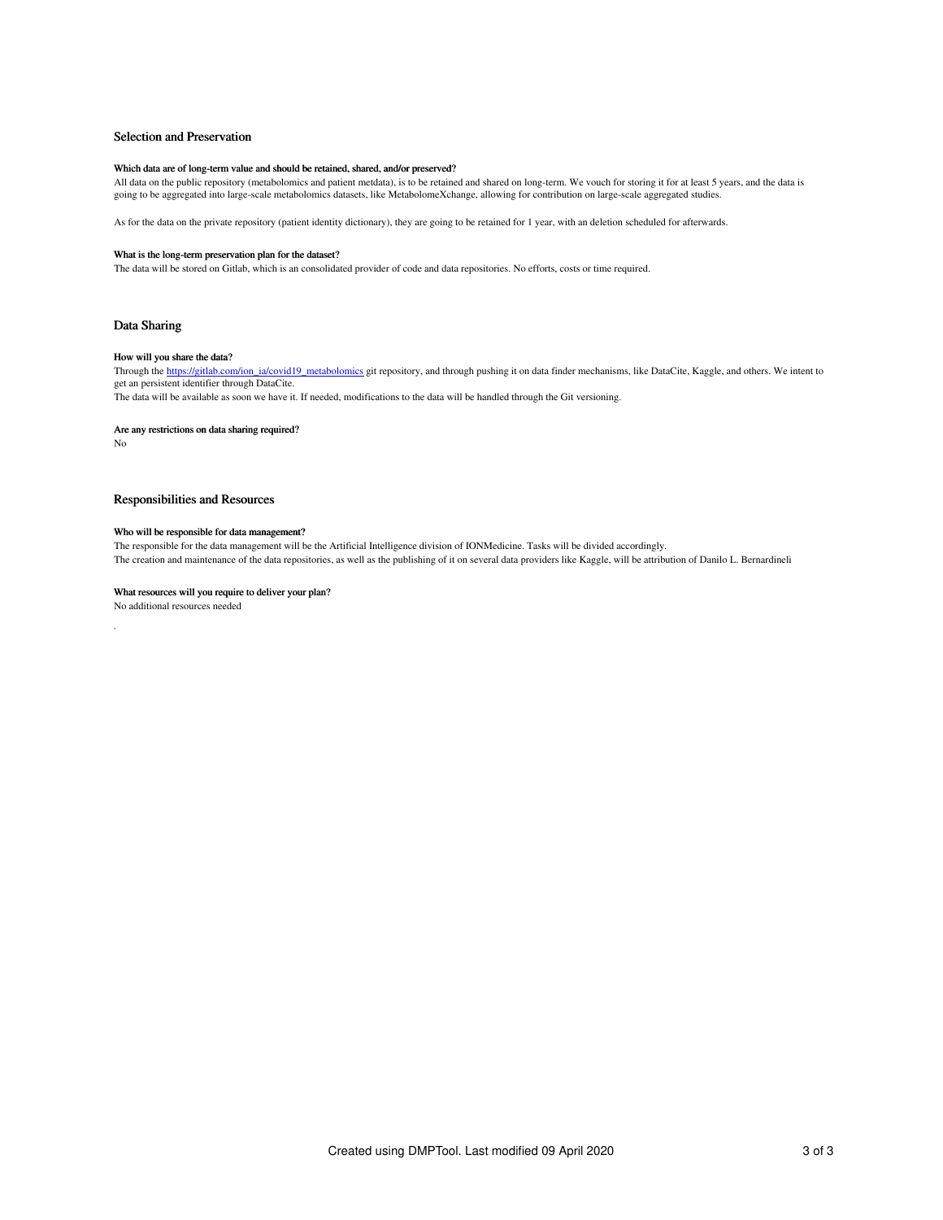## Selection and Preservation

### Which data are of long-term value and should be retained, shared, and/or preserved?

All data on the public repository (metabolomics and patient metdata), is to be retained and shared on long-term. We vouch for storing it for at least 5 years, and the data is going to be aggregated into large-scale metabolomics datasets, like MetabolomeXchange, allowing for contribution on large-scale aggregated studies.

As for the data on the private repository (patient identity dictionary), they are going to be retained for 1 year, with an deletion scheduled for afterwards.

### What is the long-term preservation plan for the dataset?

The data will be stored on Gitlab, which is an consolidated provider of code and data repositories. No efforts, costs or time required.

## Data Sharing

### How will you share the data?

Through the https://gitlab.com/ion_ia/covid19_metabolomics git repository, and through pushing it on data finder mechanisms, like DataCite, Kaggle, and others. We intent to get an persistent identifier through DataCite.
The data will be available as soon we have it. If needed, modifications to the data will be handled through the Git versioning.

### Are any restrictions on data sharing required?

No

## Responsibilities and Resources

### Who will be responsible for data management?

The responsible for the data management will be the Artificial Intelligence division of IONMedicine. Tasks will be divided accordingly.
The creation and maintenance of the data repositories, as well as the publishing of it on several data providers like Kaggle, will be attribution of Danilo L. Bernardineli

### What resources will you require to deliver your plan?

No additional resources needed